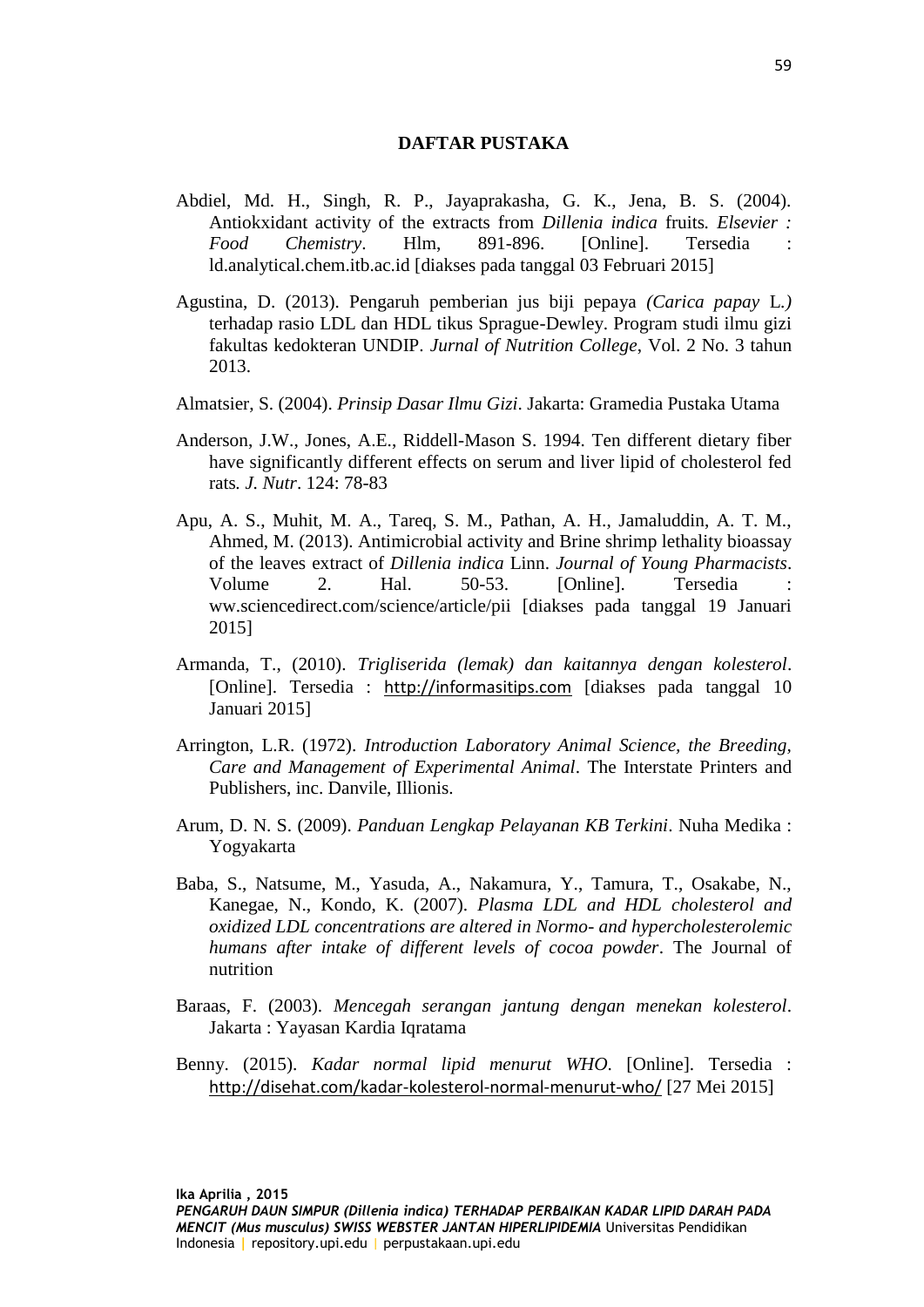# DAFTAR PUSTAKA

Abdiel, Md. H., Singh, R. P., Jayaprakasha, G. K., Jena, B. S. (2004). Antiokxidant activity of the extracts from *Dillenia indica* fruits. *Elsevier : Food Chemistry*. Hlm, 891-896. [Online]. Tersedia : ld.analytical.chem.itb.ac.id [diakses pada tanggal 03 Februari 2015]

Agustina, D. (2013). Pengaruh pemberian jus biji pepaya *(Carica papay* L.*)* terhadap rasio LDL dan HDL tikus Sprague-Dewley. Program studi ilmu gizi fakultas kedokteran UNDIP. *Jurnal of Nutrition College*, Vol. 2 No. 3 tahun 2013.

Almatsier, S. (2004). *Prinsip Dasar Ilmu Gizi*. Jakarta: Gramedia Pustaka Utama

Anderson, J.W., Jones, A.E., Riddell-Mason S. 1994. Ten different dietary fiber have significantly different effects on serum and liver lipid of cholesterol fed rats. *J. Nutr*. 124: 78-83

Apu, A. S., Muhit, M. A., Tareq, S. M., Pathan, A. H., Jamaluddin, A. T. M., Ahmed, M. (2013). Antimicrobial activity and Brine shrimp lethality bioassay of the leaves extract of *Dillenia indica* Linn. *Journal of Young Pharmacists*. Volume 2. Hal. 50-53. [Online]. Tersedia : ww.sciencedirect.com/science/article/pii [diakses pada tanggal 19 Januari 2015]

Armanda, T., (2010). *Trigliserida (lemak) dan kaitannya dengan kolesterol*. [Online]. Tersedia : http://informasitips.com [diakses pada tanggal 10 Januari 2015]

Arrington, L.R. (1972). *Introduction Laboratory Animal Science, the Breeding, Care and Management of Experimental Animal*. The Interstate Printers and Publishers, inc. Danvile, Illionis.

Arum, D. N. S. (2009). *Panduan Lengkap Pelayanan KB Terkini*. Nuha Medika : Yogyakarta

Baba, S., Natsume, M., Yasuda, A., Nakamura, Y., Tamura, T., Osakabe, N., Kanegae, N., Kondo, K. (2007). *Plasma LDL and HDL cholesterol and oxidized LDL concentrations are altered in Normo- and hypercholesterolemic humans after intake of different levels of cocoa powder*. The Journal of nutrition

Baraas, F. (2003). *Mencegah serangan jantung dengan menekan kolesterol*. Jakarta : Yayasan Kardia Iqratama

Benny. (2015). *Kadar normal lipid menurut WHO*. [Online]. Tersedia : http://disehat.com/kadar-kolesterol-normal-menurut-who/ [27 Mei 2015]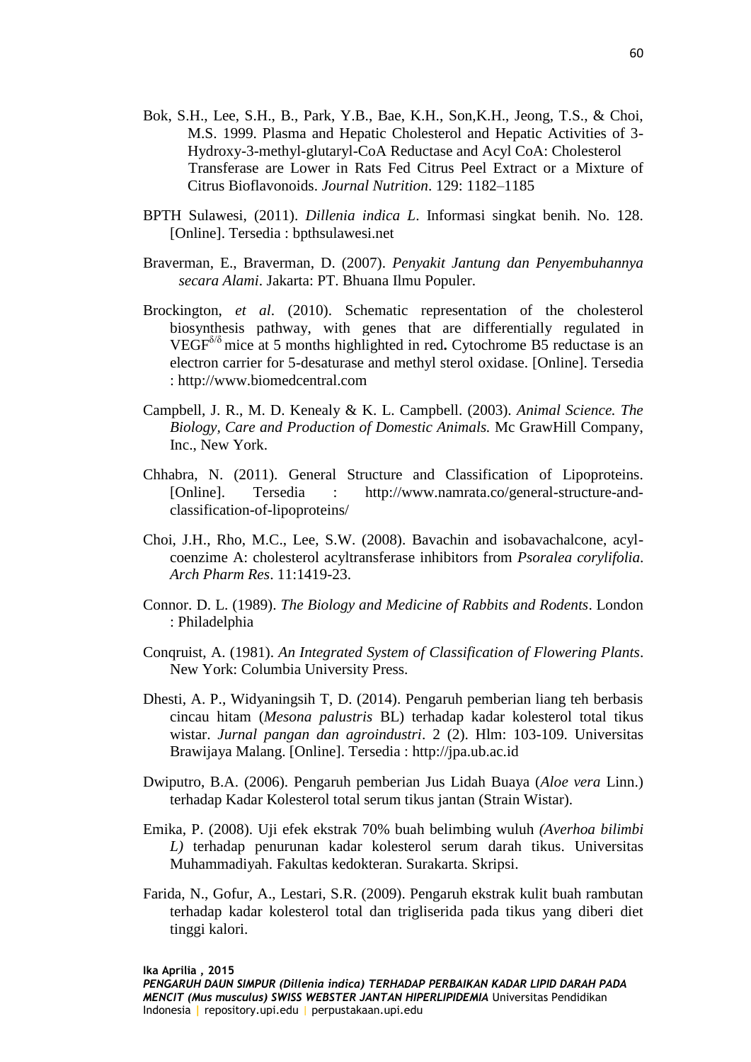Bok, S.H., Lee, S.H., B., Park, Y.B., Bae, K.H., Son,K.H., Jeong, T.S., & Choi, M.S. 1999. Plasma and Hepatic Cholesterol and Hepatic Activities of 3-Hydroxy-3-methyl-glutaryl-CoA Reductase and Acyl CoA: Cholesterol Transferase are Lower in Rats Fed Citrus Peel Extract or a Mixture of Citrus Bioflavonoids. *Journal Nutrition*. 129: 1182–1185

BPTH Sulawesi, (2011). *Dillenia indica L*. Informasi singkat benih. No. 128. [Online]. Tersedia : bpthsulawesi.net

Braverman, E., Braverman, D. (2007). *Penyakit Jantung dan Penyembuhannya secara Alami*. Jakarta: PT. Bhuana Ilmu Populer.

Brockington, *et al*. (2010). Schematic representation of the cholesterol biosynthesis pathway, with genes that are differentially regulated in VEGF$^{\delta/\delta}$ mice at 5 months highlighted in red**.** Cytochrome B5 reductase is an electron carrier for 5-desaturase and methyl sterol oxidase. [Online]. Tersedia : http://www.biomedcentral.com

Campbell, J. R., M. D. Kenealy & K. L. Campbell. (2003). *Animal Science. The Biology, Care and Production of Domestic Animals.* Mc GrawHill Company, Inc., New York.

Chhabra, N. (2011). General Structure and Classification of Lipoproteins. [Online]. Tersedia : http://www.namrata.co/general-structure-and-classification-of-lipoproteins/

Choi, J.H., Rho, M.C., Lee, S.W. (2008). Bavachin and isobavachalcone, acyl-coenzime A: cholesterol acyltransferase inhibitors from *Psoralea corylifolia*. *Arch Pharm Res*. 11:1419-23.

Connor. D. L. (1989). *The Biology and Medicine of Rabbits and Rodents*. London : Philadelphia

Conqruist, A. (1981). *An Integrated System of Classification of Flowering Plants*. New York: Columbia University Press.

Dhesti, A. P., Widyaningsih T, D. (2014). Pengaruh pemberian liang teh berbasis cincau hitam (*Mesona palustris* BL) terhadap kadar kolesterol total tikus wistar. *Jurnal pangan dan agroindustri*. 2 (2). Hlm: 103-109. Universitas Brawijaya Malang. [Online]. Tersedia : http://jpa.ub.ac.id

Dwiputro, B.A. (2006). Pengaruh pemberian Jus Lidah Buaya (*Aloe vera* Linn.) terhadap Kadar Kolesterol total serum tikus jantan (Strain Wistar).

Emika, P. (2008). Uji efek ekstrak 70% buah belimbing wuluh *(Averhoa bilimbi L)* terhadap penurunan kadar kolesterol serum darah tikus. Universitas Muhammadiyah. Fakultas kedokteran. Surakarta. Skripsi.

Farida, N., Gofur, A., Lestari, S.R. (2009). Pengaruh ekstrak kulit buah rambutan terhadap kadar kolesterol total dan trigliserida pada tikus yang diberi diet tinggi kalori.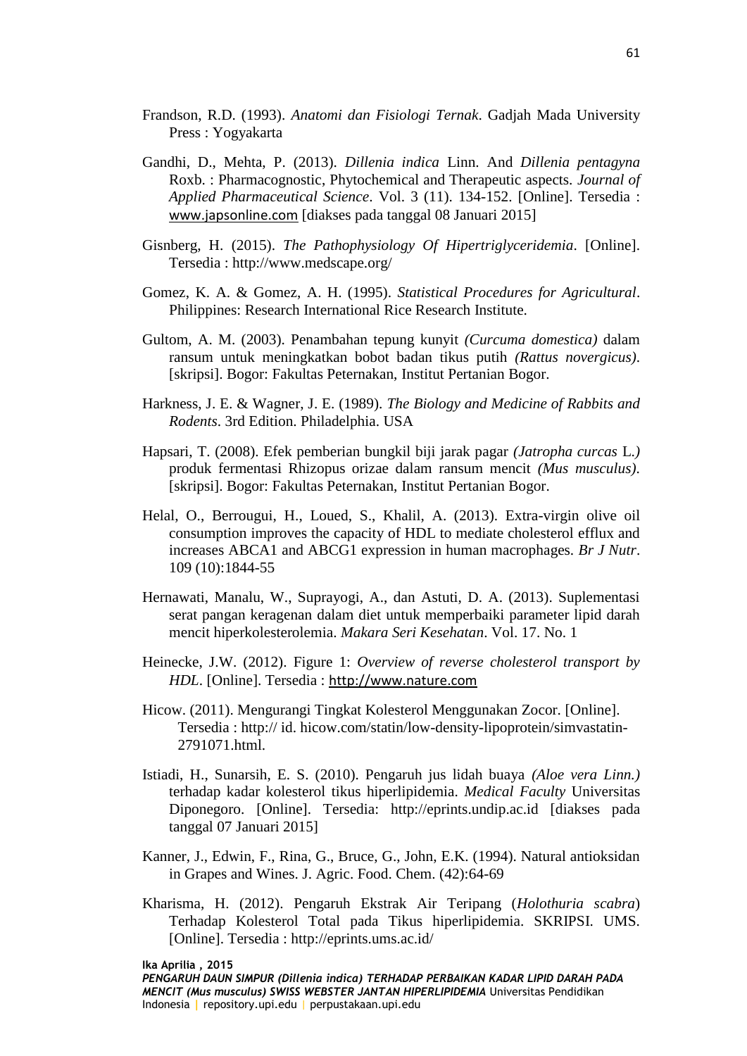Frandson, R.D. (1993). *Anatomi dan Fisiologi Ternak*. Gadjah Mada University Press : Yogyakarta

Gandhi, D., Mehta, P. (2013). *Dillenia indica* Linn. And *Dillenia pentagyna* Roxb. : Pharmacognostic, Phytochemical and Therapeutic aspects. *Journal of Applied Pharmaceutical Science*. Vol. 3 (11). 134-152. [Online]. Tersedia : www.japsonline.com [diakses pada tanggal 08 Januari 2015]

Gisnberg, H. (2015). *The Pathophysiology Of Hipertriglyceridemia*. [Online]. Tersedia : http://www.medscape.org/

Gomez, K. A. & Gomez, A. H. (1995). *Statistical Procedures for Agricultural*. Philippines: Research International Rice Research Institute.

Gultom, A. M. (2003). Penambahan tepung kunyit *(Curcuma domestica)* dalam ransum untuk meningkatkan bobot badan tikus putih *(Rattus novergicus)*. [skripsi]. Bogor: Fakultas Peternakan, Institut Pertanian Bogor.

Harkness, J. E. & Wagner, J. E. (1989). *The Biology and Medicine of Rabbits and Rodents*. 3rd Edition. Philadelphia. USA

Hapsari, T. (2008). Efek pemberian bungkil biji jarak pagar *(Jatropha curcas* L.*)* produk fermentasi Rhizopus orizae dalam ransum mencit *(Mus musculus)*. [skripsi]. Bogor: Fakultas Peternakan, Institut Pertanian Bogor.

Helal, O., Berrougui, H., Loued, S., Khalil, A. (2013). Extra-virgin olive oil consumption improves the capacity of HDL to mediate cholesterol efflux and increases ABCA1 and ABCG1 expression in human macrophages. *Br J Nutr*. 109 (10):1844-55

Hernawati, Manalu, W., Suprayogi, A., dan Astuti, D. A. (2013). Suplementasi serat pangan keragenan dalam diet untuk memperbaiki parameter lipid darah mencit hiperkolesterolemia. *Makara Seri Kesehatan*. Vol. 17. No. 1

Heinecke, J.W. (2012). Figure 1: *Overview of reverse cholesterol transport by HDL*. [Online]. Tersedia : http://www.nature.com

Hicow. (2011). Mengurangi Tingkat Kolesterol Menggunakan Zocor. [Online]. Tersedia : http:// id. hicow.com/statin/low-density-lipoprotein/simvastatin-2791071.html.

Istiadi, H., Sunarsih, E. S. (2010). Pengaruh jus lidah buaya *(Aloe vera Linn.)* terhadap kadar kolesterol tikus hiperlipidemia. *Medical Faculty* Universitas Diponegoro. [Online]. Tersedia: http://eprints.undip.ac.id [diakses pada tanggal 07 Januari 2015]

Kanner, J., Edwin, F., Rina, G., Bruce, G., John, E.K. (1994). Natural antioksidan in Grapes and Wines. J. Agric. Food. Chem. (42):64-69

Kharisma, H. (2012). Pengaruh Ekstrak Air Teripang (*Holothuria scabra*) Terhadap Kolesterol Total pada Tikus hiperlipidemia. SKRIPSI. UMS. [Online]. Tersedia : http://eprints.ums.ac.id/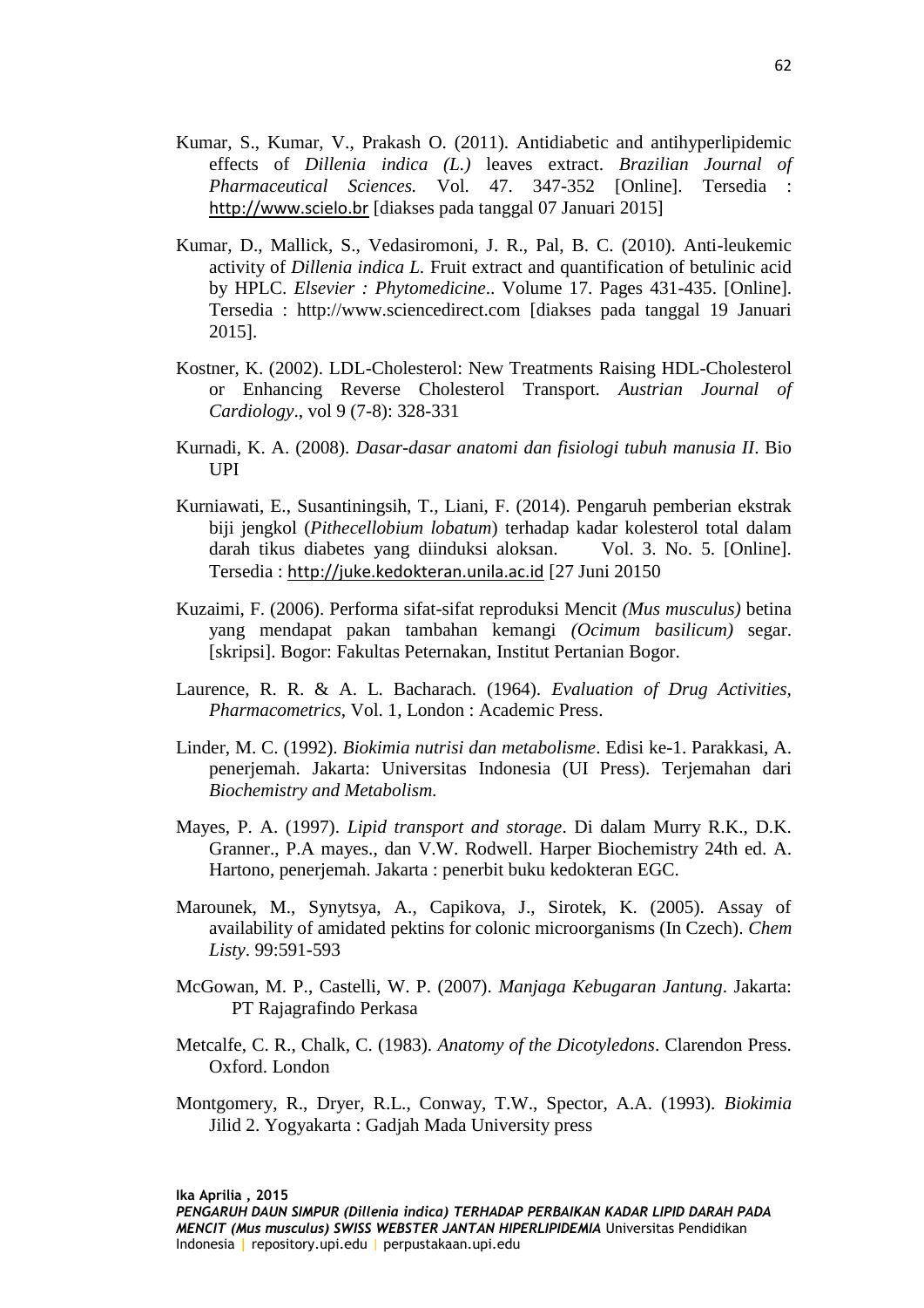Kumar, S., Kumar, V., Prakash O. (2011). Antidiabetic and antihyperlipidemic effects of *Dillenia indica (L.)* leaves extract. *Brazilian Journal of Pharmaceutical Sciences.* Vol. 47. 347-352 [Online]. Tersedia : http://www.scielo.br [diakses pada tanggal 07 Januari 2015]

Kumar, D., Mallick, S., Vedasiromoni, J. R., Pal, B. C. (2010). Anti-leukemic activity of *Dillenia indica L.* Fruit extract and quantification of betulinic acid by HPLC. *Elsevier : Phytomedicine*.. Volume 17. Pages 431-435. [Online]. Tersedia : http://www.sciencedirect.com [diakses pada tanggal 19 Januari 2015].

Kostner, K. (2002). LDL-Cholesterol: New Treatments Raising HDL-Cholesterol or Enhancing Reverse Cholesterol Transport. *Austrian Journal of Cardiology*., vol 9 (7-8): 328-331

Kurnadi, K. A. (2008). *Dasar-dasar anatomi dan fisiologi tubuh manusia II*. Bio UPI

Kurniawati, E., Susantiningsih, T., Liani, F. (2014). Pengaruh pemberian ekstrak biji jengkol (*Pithecellobium lobatum*) terhadap kadar kolesterol total dalam darah tikus diabetes yang diinduksi aloksan. Vol. 3. No. 5. [Online]. Tersedia : http://juke.kedokteran.unila.ac.id [27 Juni 20150

Kuzaimi, F. (2006). Performa sifat-sifat reproduksi Mencit *(Mus musculus)* betina yang mendapat pakan tambahan kemangi *(Ocimum basilicum)* segar. [skripsi]. Bogor: Fakultas Peternakan, Institut Pertanian Bogor.

Laurence, R. R. & A. L. Bacharach. (1964). *Evaluation of Drug Activities, Pharmacometrics*, Vol. 1, London : Academic Press.

Linder, M. C. (1992). *Biokimia nutrisi dan metabolisme*. Edisi ke-1. Parakkasi, A. penerjemah. Jakarta: Universitas Indonesia (UI Press). Terjemahan dari *Biochemistry and Metabolism.*

Mayes, P. A. (1997). *Lipid transport and storage*. Di dalam Murry R.K., D.K. Granner., P.A mayes., dan V.W. Rodwell. Harper Biochemistry 24th ed. A. Hartono, penerjemah. Jakarta : penerbit buku kedokteran EGC.

Marounek, M., Synytsya, A., Capikova, J., Sirotek, K. (2005). Assay of availability of amidated pektins for colonic microorganisms (In Czech). *Chem Listy*. 99:591-593

McGowan, M. P., Castelli, W. P. (2007). *Manjaga Kebugaran Jantung*. Jakarta: PT Rajagrafindo Perkasa

Metcalfe, C. R., Chalk, C. (1983). *Anatomy of the Dicotyledons*. Clarendon Press. Oxford. London

Montgomery, R., Dryer, R.L., Conway, T.W., Spector, A.A. (1993). *Biokimia* Jilid 2. Yogyakarta : Gadjah Mada University press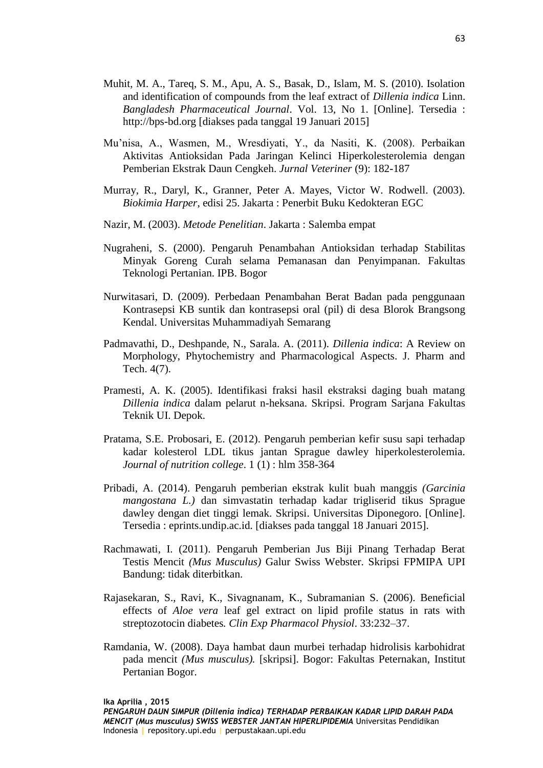Muhit, M. A., Tareq, S. M., Apu, A. S., Basak, D., Islam, M. S. (2010). Isolation and identification of compounds from the leaf extract of *Dillenia indica* Linn. *Bangladesh Pharmaceutical Journal*. Vol. 13, No 1. [Online]. Tersedia : http://bps-bd.org [diakses pada tanggal 19 Januari 2015]

Mu'nisa, A., Wasmen, M., Wresdiyati, Y., da Nasiti, K. (2008). Perbaikan Aktivitas Antioksidan Pada Jaringan Kelinci Hiperkolesterolemia dengan Pemberian Ekstrak Daun Cengkeh. *Jurnal Veteriner* (9): 182-187

Murray, R., Daryl, K., Granner, Peter A. Mayes, Victor W. Rodwell. (2003). *Biokimia Harper*, edisi 25. Jakarta : Penerbit Buku Kedokteran EGC

Nazir, M. (2003). *Metode Penelitian*. Jakarta : Salemba empat

Nugraheni, S. (2000). Pengaruh Penambahan Antioksidan terhadap Stabilitas Minyak Goreng Curah selama Pemanasan dan Penyimpanan. Fakultas Teknologi Pertanian. IPB. Bogor

Nurwitasari, D. (2009). Perbedaan Penambahan Berat Badan pada penggunaan Kontrasepsi KB suntik dan kontrasepsi oral (pil) di desa Blorok Brangsong Kendal. Universitas Muhammadiyah Semarang

Padmavathi, D., Deshpande, N., Sarala. A. (2011). *Dillenia indica*: A Review on Morphology, Phytochemistry and Pharmacological Aspects. J. Pharm and Tech. 4(7).

Pramesti, A. K. (2005). Identifikasi fraksi hasil ekstraksi daging buah matang *Dillenia indica* dalam pelarut n-heksana. Skripsi. Program Sarjana Fakultas Teknik UI. Depok.

Pratama, S.E. Probosari, E. (2012). Pengaruh pemberian kefir susu sapi terhadap kadar kolesterol LDL tikus jantan Sprague dawley hiperkolesterolemia. *Journal of nutrition college*. 1 (1) : hlm 358-364

Pribadi, A. (2014). Pengaruh pemberian ekstrak kulit buah manggis *(Garcinia mangostana L.)* dan simvastatin terhadap kadar trigliserid tikus Sprague dawley dengan diet tinggi lemak. Skripsi. Universitas Diponegoro. [Online]. Tersedia : eprints.undip.ac.id. [diakses pada tanggal 18 Januari 2015].

Rachmawati, I. (2011). Pengaruh Pemberian Jus Biji Pinang Terhadap Berat Testis Mencit *(Mus Musculus)* Galur Swiss Webster. Skripsi FPMIPA UPI Bandung: tidak diterbitkan.

Rajasekaran, S., Ravi, K., Sivagnanam, K., Subramanian S. (2006). Beneficial effects of *Aloe vera* leaf gel extract on lipid profile status in rats with streptozotocin diabetes*. Clin Exp Pharmacol Physiol*. 33:232–37.

Ramdania, W. (2008). Daya hambat daun murbei terhadap hidrolisis karbohidrat pada mencit *(Mus musculus).* [skripsi]. Bogor: Fakultas Peternakan, Institut Pertanian Bogor.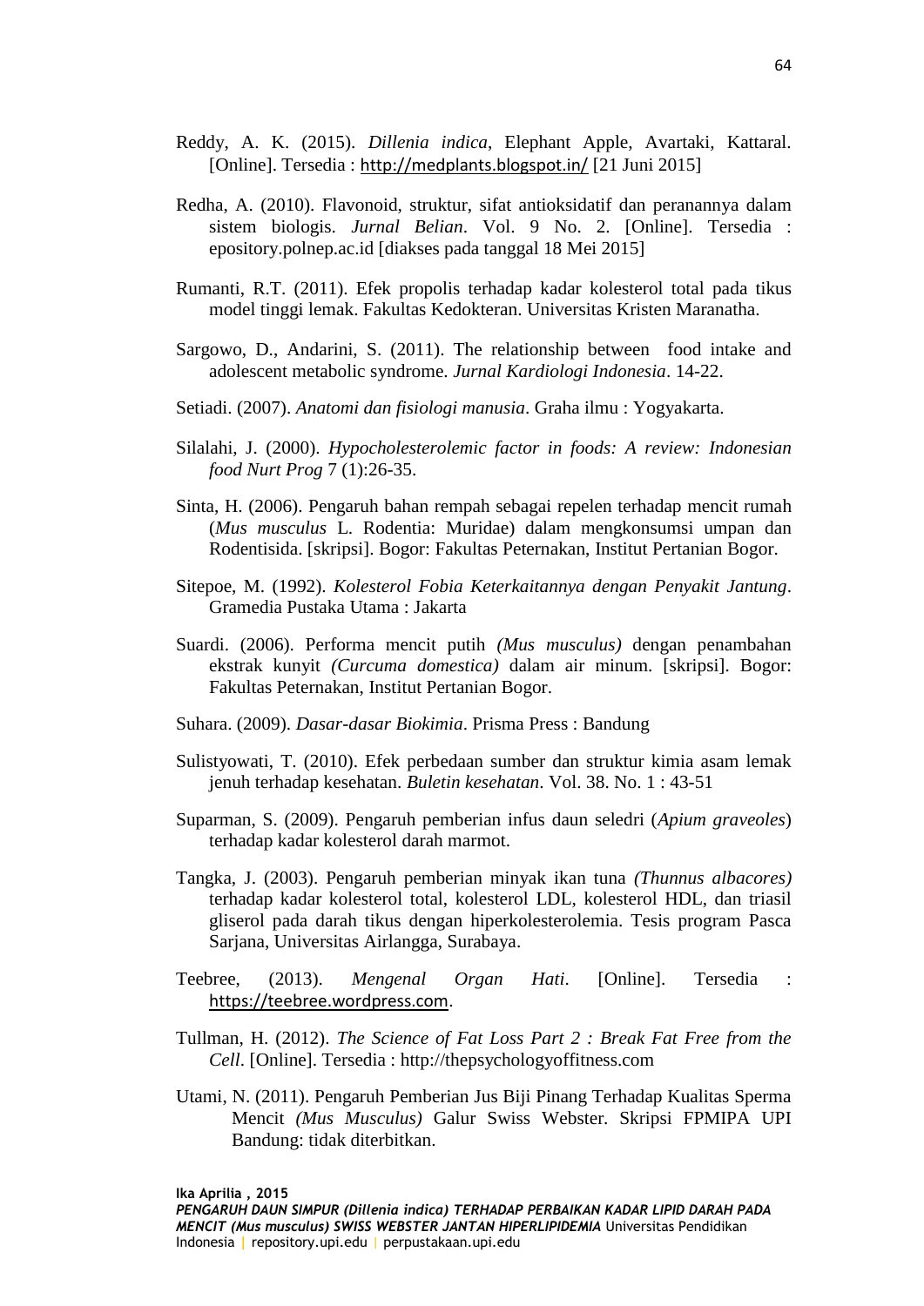Reddy, A. K. (2015). *Dillenia indica*, Elephant Apple, Avartaki, Kattaral. [Online]. Tersedia : http://medplants.blogspot.in/ [21 Juni 2015]

Redha, A. (2010). Flavonoid, struktur, sifat antioksidatif dan peranannya dalam sistem biologis. *Jurnal Belian*. Vol. 9 No. 2. [Online]. Tersedia : epository.polnep.ac.id [diakses pada tanggal 18 Mei 2015]

Rumanti, R.T. (2011). Efek propolis terhadap kadar kolesterol total pada tikus model tinggi lemak. Fakultas Kedokteran. Universitas Kristen Maranatha.

Sargowo, D., Andarini, S. (2011). The relationship between food intake and adolescent metabolic syndrome. *Jurnal Kardiologi Indonesia*. 14-22.

Setiadi. (2007). *Anatomi dan fisiologi manusia*. Graha ilmu : Yogyakarta.

Silalahi, J. (2000). *Hypocholesterolemic factor in foods: A review: Indonesian food Nurt Prog* 7 (1):26-35.

Sinta, H. (2006). Pengaruh bahan rempah sebagai repelen terhadap mencit rumah (*Mus musculus* L. Rodentia: Muridae) dalam mengkonsumsi umpan dan Rodentisida. [skripsi]. Bogor: Fakultas Peternakan, Institut Pertanian Bogor.

Sitepoe, M. (1992). *Kolesterol Fobia Keterkaitannya dengan Penyakit Jantung*. Gramedia Pustaka Utama : Jakarta

Suardi. (2006). Performa mencit putih *(Mus musculus)* dengan penambahan ekstrak kunyit *(Curcuma domestica)* dalam air minum. [skripsi]. Bogor: Fakultas Peternakan, Institut Pertanian Bogor.

Suhara. (2009). *Dasar-dasar Biokimia*. Prisma Press : Bandung

Sulistyowati, T. (2010). Efek perbedaan sumber dan struktur kimia asam lemak jenuh terhadap kesehatan. *Buletin kesehatan*. Vol. 38. No. 1 : 43-51

Suparman, S. (2009). Pengaruh pemberian infus daun seledri (*Apium graveoles*) terhadap kadar kolesterol darah marmot.

Tangka, J. (2003). Pengaruh pemberian minyak ikan tuna *(Thunnus albacores)* terhadap kadar kolesterol total, kolesterol LDL, kolesterol HDL, dan triasil gliserol pada darah tikus dengan hiperkolesterolemia. Tesis program Pasca Sarjana, Universitas Airlangga, Surabaya.

Teebree, (2013). *Mengenal Organ Hati*. [Online]. Tersedia : https://teebree.wordpress.com.

Tullman, H. (2012). *The Science of Fat Loss Part 2 : Break Fat Free from the Cell*. [Online]. Tersedia : http://thepsychologyoffitness.com

Utami, N. (2011). Pengaruh Pemberian Jus Biji Pinang Terhadap Kualitas Sperma Mencit *(Mus Musculus)* Galur Swiss Webster. Skripsi FPMIPA UPI Bandung: tidak diterbitkan.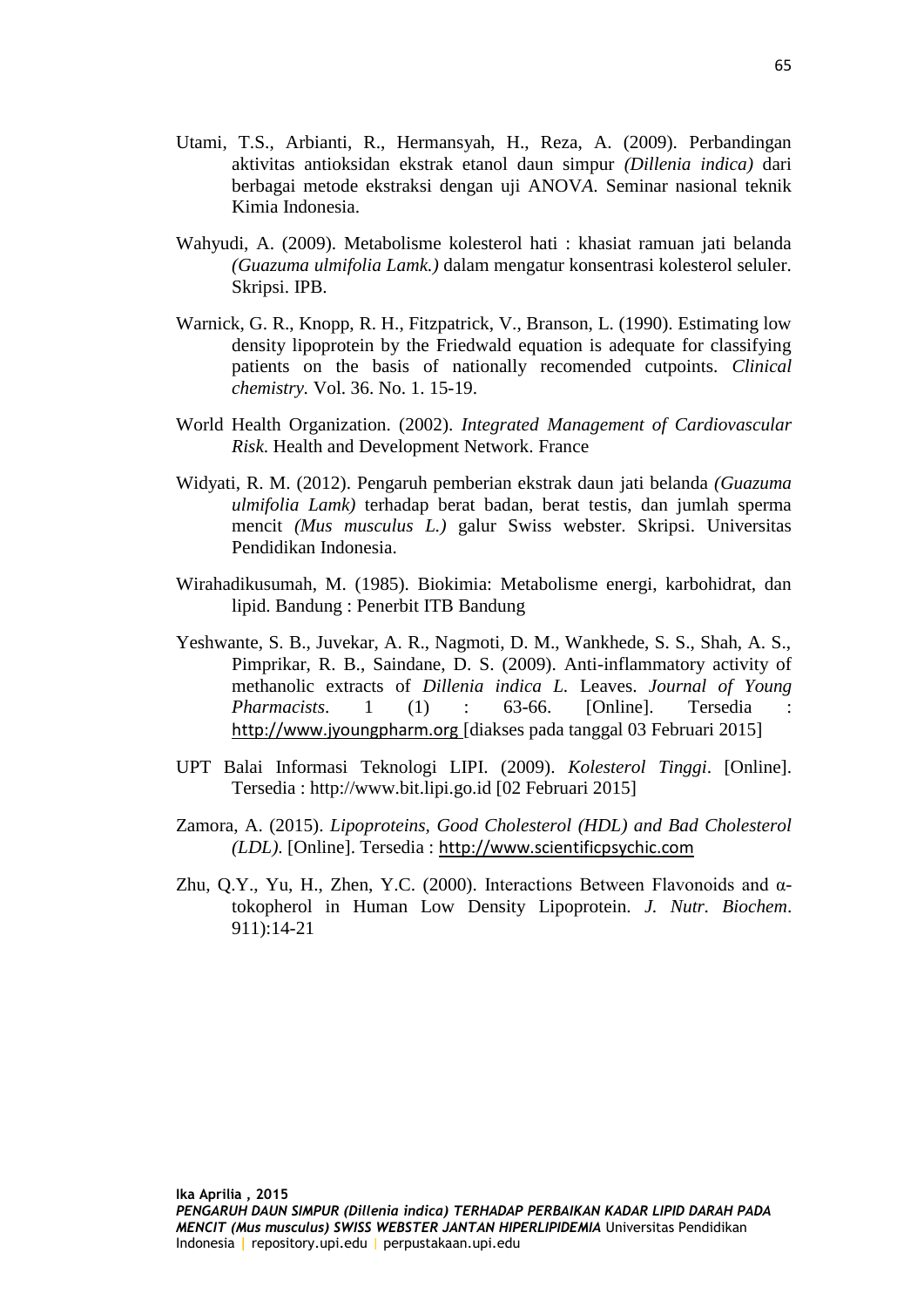Utami, T.S., Arbianti, R., Hermansyah, H., Reza, A. (2009). Perbandingan aktivitas antioksidan ekstrak etanol daun simpur *(Dillenia indica)* dari berbagai metode ekstraksi dengan uji ANOVA. Seminar nasional teknik Kimia Indonesia.

Wahyudi, A. (2009). Metabolisme kolesterol hati : khasiat ramuan jati belanda *(Guazuma ulmifolia Lamk.)* dalam mengatur konsentrasi kolesterol seluler. Skripsi. IPB.

Warnick, G. R., Knopp, R. H., Fitzpatrick, V., Branson, L. (1990). Estimating low density lipoprotein by the Friedwald equation is adequate for classifying patients on the basis of nationally recomended cutpoints. *Clinical chemistry.* Vol. 36. No. 1. 15-19.

World Health Organization. (2002). *Integrated Management of Cardiovascular Risk.* Health and Development Network. France

Widyati, R. M. (2012). Pengaruh pemberian ekstrak daun jati belanda *(Guazuma ulmifolia Lamk)* terhadap berat badan, berat testis, dan jumlah sperma mencit *(Mus musculus L.)* galur Swiss webster. Skripsi. Universitas Pendidikan Indonesia.

Wirahadikusumah, M. (1985). Biokimia: Metabolisme energi, karbohidrat, dan lipid. Bandung : Penerbit ITB Bandung

Yeshwante, S. B., Juvekar, A. R., Nagmoti, D. M., Wankhede, S. S., Shah, A. S., Pimprikar, R. B., Saindane, D. S. (2009). Anti-inflammatory activity of methanolic extracts of *Dillenia indica L.* Leaves. *Journal of Young Pharmacists*. 1 (1) : 63-66. [Online]. Tersedia : http://www.jyoungpharm.org [diakses pada tanggal 03 Februari 2015]

UPT Balai Informasi Teknologi LIPI. (2009). *Kolesterol Tinggi*. [Online]. Tersedia : http://www.bit.lipi.go.id [02 Februari 2015]

Zamora, A. (2015). *Lipoproteins, Good Cholesterol (HDL) and Bad Cholesterol (LDL)*. [Online]. Tersedia : http://www.scientificpsychic.com

Zhu, Q.Y., Yu, H., Zhen, Y.C. (2000). Interactions Between Flavonoids and α-tokopherol in Human Low Density Lipoprotein. *J. Nutr. Biochem*. 911):14-21